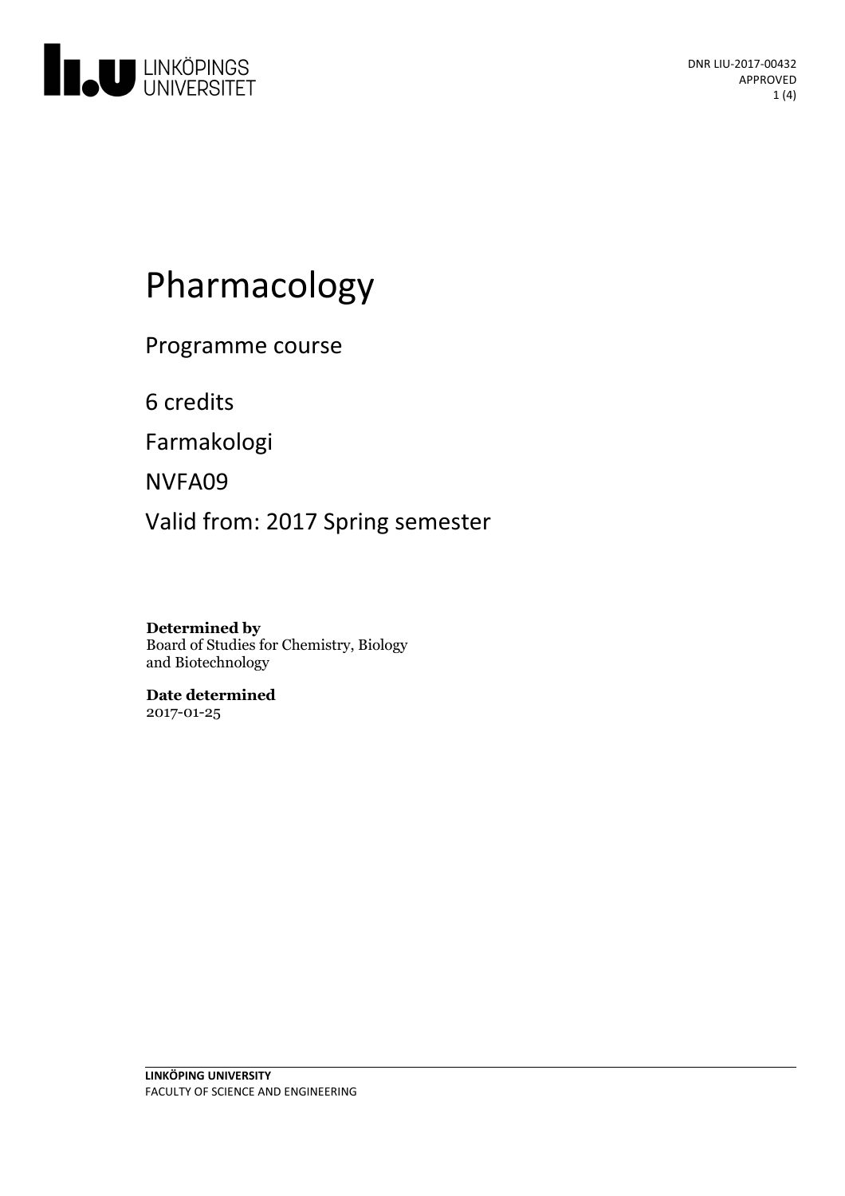DNR LIU-2017-00432
APPROVED

# Pharmacology

Programme course

6 credits

Farmakologi

NVFA09

Valid from: 2017 Spring semester

**Determined by**
Board of Studies for Chemistry, Biology and Biotechnology

**Date determined**
2017-01-25

**LINKÖPING UNIVERSITY**
FACULTY OF SCIENCE AND ENGINEERING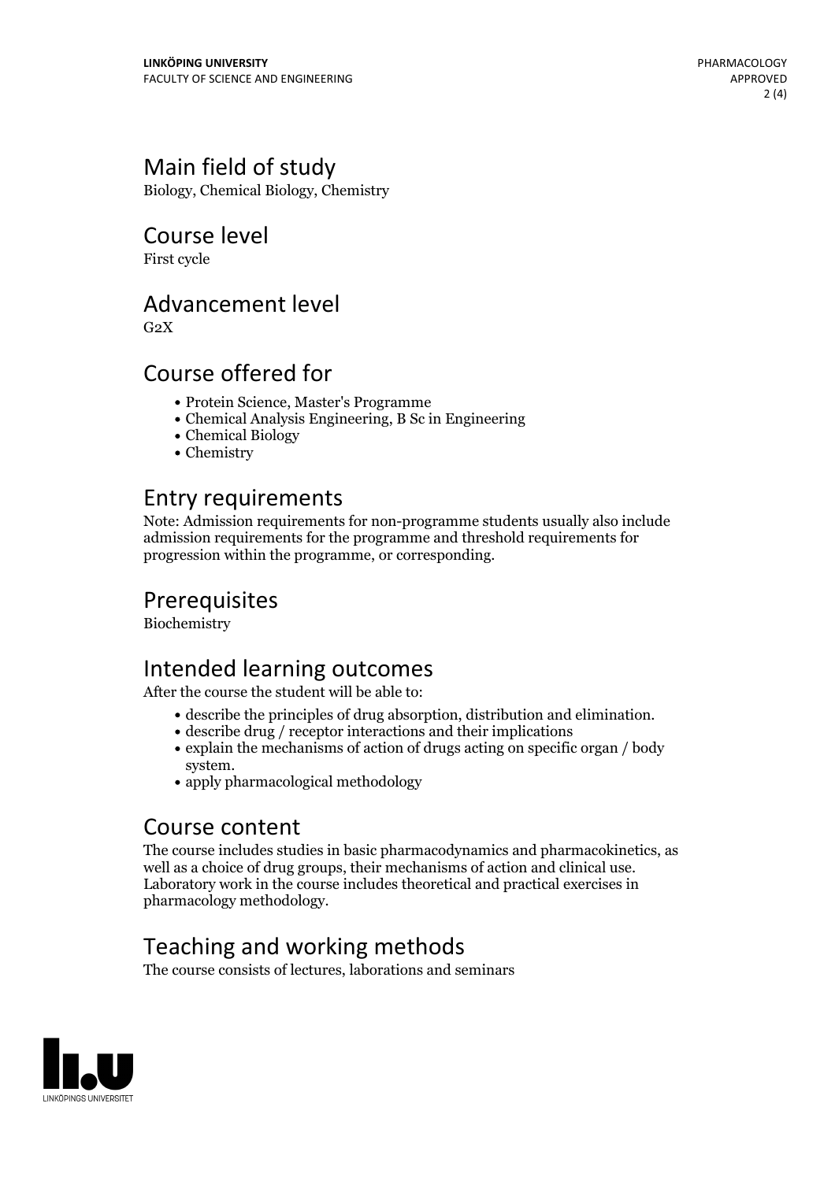## Main field of study

Biology, Chemical Biology, Chemistry

## Course level

First cycle

## Advancement level

G2X

## Course offered for

- Protein Science, Master's Programme
- Chemical Analysis Engineering, B Sc in Engineering
- Chemical Biology
- Chemistry

## Entry requirements

Note: Admission requirements for non-programme students usually also include admission requirements for the programme and threshold requirements for progression within the programme, or corresponding.

## Prerequisites

Biochemistry

## Intended learning outcomes

After the course the student will be able to:

- describe the principles of drug absorption, distribution and elimination.
- describe drug / receptor interactions and their implications
- explain the mechanisms of action of drugs acting on specific organ / body system.
- apply pharmacological methodology

## Course content

The course includes studies in basic pharmacodynamics and pharmacokinetics, as well as a choice of drug groups, their mechanisms of action and clinical use. Laboratory work in the course includes theoretical and practical exercises in pharmacology methodology.

## Teaching and working methods

The course consists of lectures, laborations and seminars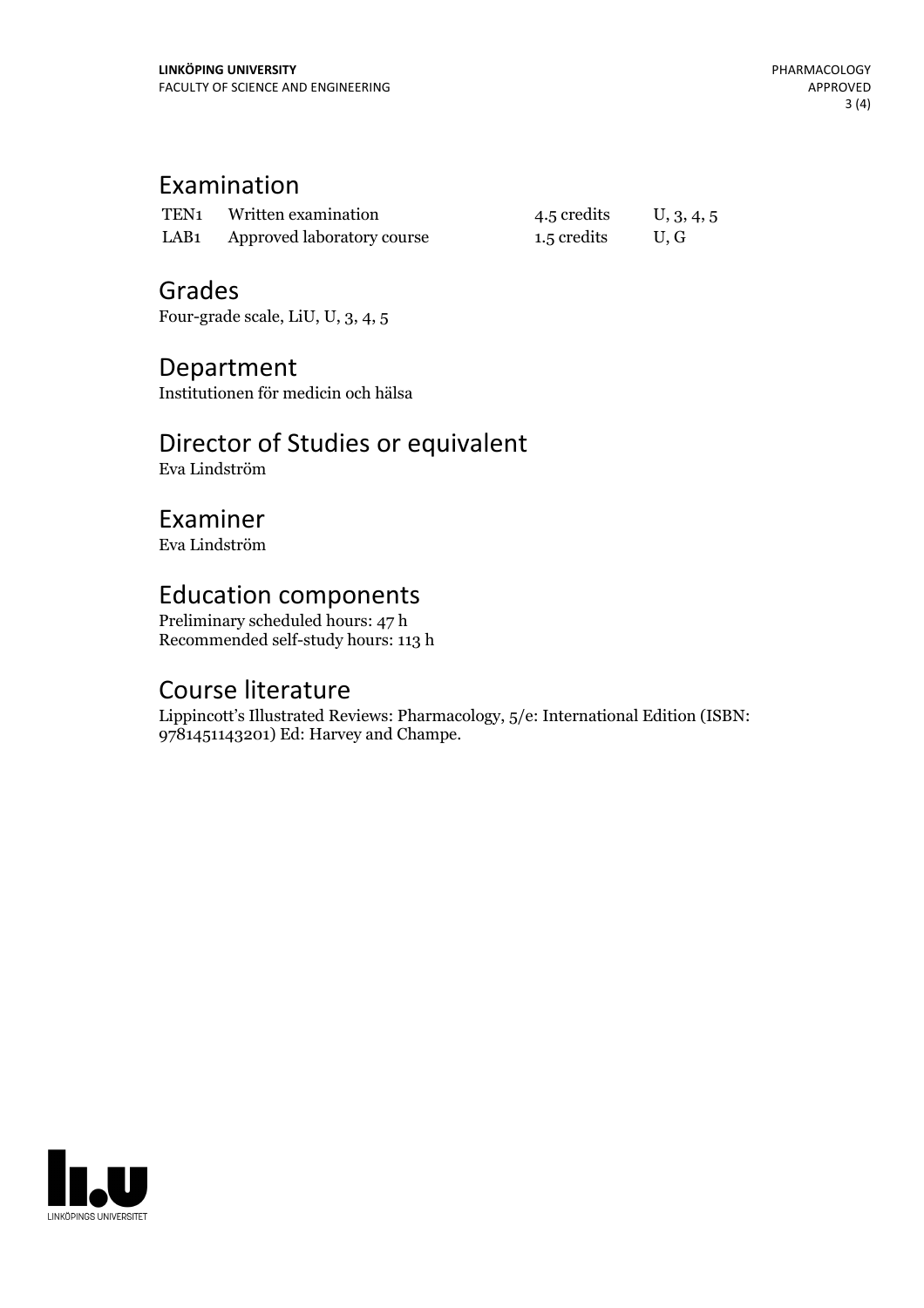## Examination

| | | | |
|---|---|---|---|
| TEN1 | Written examination | 4.5 credits | U, 3, 4, 5 |
| LAB1 | Approved laboratory course | 1.5 credits | U, G |

## Grades

Four-grade scale, LiU, U, 3, 4, 5

## Department

Institutionen för medicin och hälsa

## Director of Studies or equivalent

Eva Lindström

## Examiner

Eva Lindström

## Education components

Preliminary scheduled hours: 47 h
Recommended self-study hours: 113 h

## Course literature

Lippincott's Illustrated Reviews: Pharmacology, 5/e: International Edition (ISBN: 9781451143201) Ed: Harvey and Champe.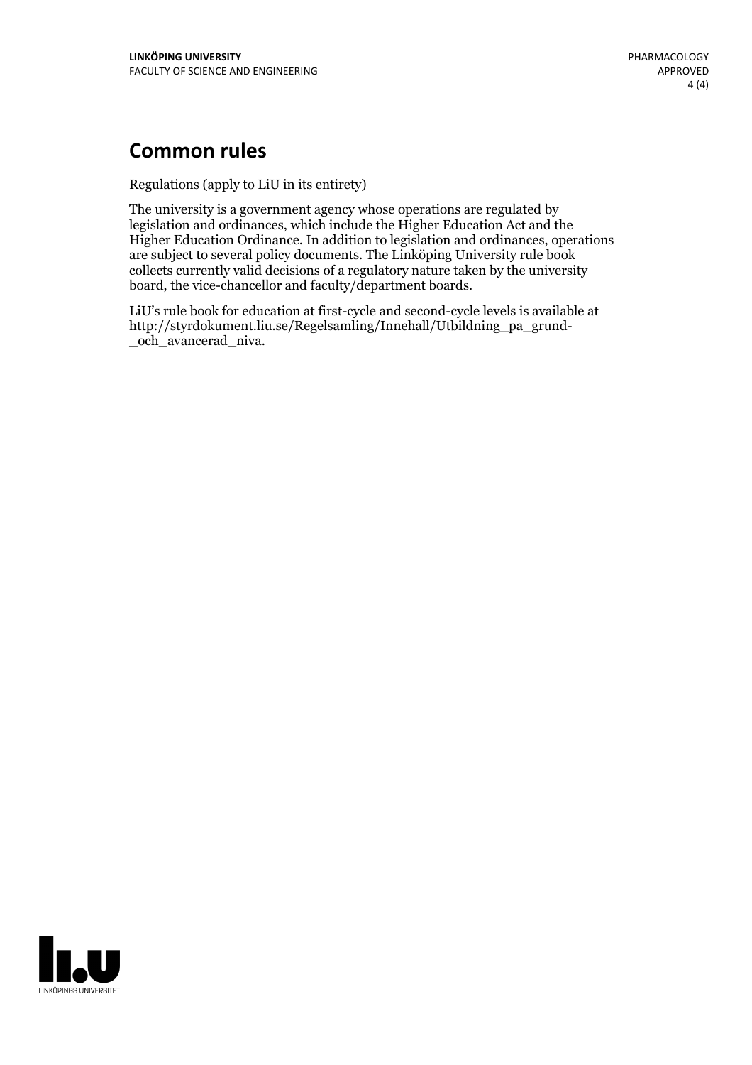## Common rules

Regulations (apply to LiU in its entirety)

The university is a government agency whose operations are regulated by legislation and ordinances, which include the Higher Education Act and the Higher Education Ordinance. In addition to legislation and ordinances, operations are subject to several policy documents. The Linköping University rule book collects currently valid decisions of a regulatory nature taken by the university board, the vice-chancellor and faculty/department boards.

LiU's rule book for education at first-cycle and second-cycle levels is available at http://styrdokument.liu.se/Regelsamling/Innehall/Utbildning_pa_grund-_och_avancerad_niva.